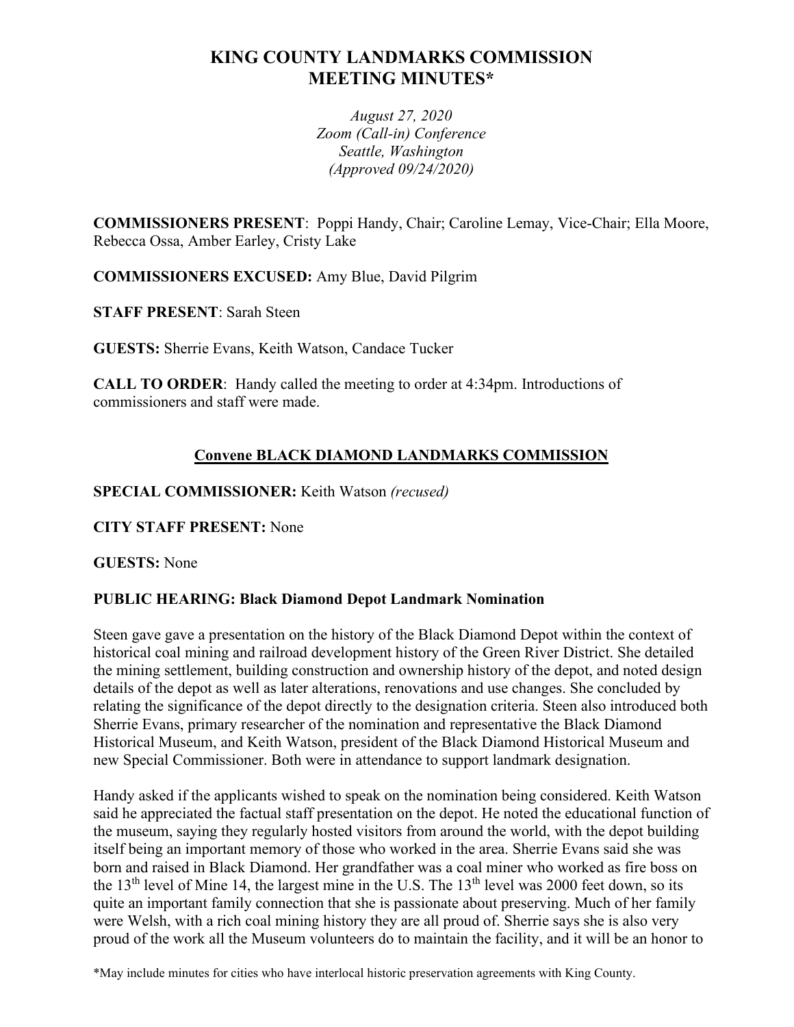# KING COUNTY LANDMARKS COMMISSION MEETING MINUTES*

*August 27, 2020*
*Zoom (Call-in) Conference*
*Seattle, Washington*
*(Approved 09/24/2020)*

**COMMISSIONERS PRESENT**: Poppi Handy, Chair; Caroline Lemay, Vice-Chair; Ella Moore, Rebecca Ossa, Amber Earley, Cristy Lake

**COMMISSIONERS EXCUSED:** Amy Blue, David Pilgrim

**STAFF PRESENT**: Sarah Steen

**GUESTS:** Sherrie Evans, Keith Watson, Candace Tucker

**CALL TO ORDER**: Handy called the meeting to order at 4:34pm. Introductions of commissioners and staff were made.

## Convene BLACK DIAMOND LANDMARKS COMMISSION

**SPECIAL COMMISSIONER:** Keith Watson *(recused)*

**CITY STAFF PRESENT:** None

**GUESTS:** None

### PUBLIC HEARING: Black Diamond Depot Landmark Nomination

Steen gave gave a presentation on the history of the Black Diamond Depot within the context of historical coal mining and railroad development history of the Green River District. She detailed the mining settlement, building construction and ownership history of the depot, and noted design details of the depot as well as later alterations, renovations and use changes. She concluded by relating the significance of the depot directly to the designation criteria. Steen also introduced both Sherrie Evans, primary researcher of the nomination and representative the Black Diamond Historical Museum, and Keith Watson, president of the Black Diamond Historical Museum and new Special Commissioner. Both were in attendance to support landmark designation.

Handy asked if the applicants wished to speak on the nomination being considered. Keith Watson said he appreciated the factual staff presentation on the depot. He noted the educational function of the museum, saying they regularly hosted visitors from around the world, with the depot building itself being an important memory of those who worked in the area. Sherrie Evans said she was born and raised in Black Diamond. Her grandfather was a coal miner who worked as fire boss on the 13th level of Mine 14, the largest mine in the U.S. The 13th level was 2000 feet down, so its quite an important family connection that she is passionate about preserving. Much of her family were Welsh, with a rich coal mining history they are all proud of. Sherrie says she is also very proud of the work all the Museum volunteers do to maintain the facility, and it will be an honor to

*May include minutes for cities who have interlocal historic preservation agreements with King County.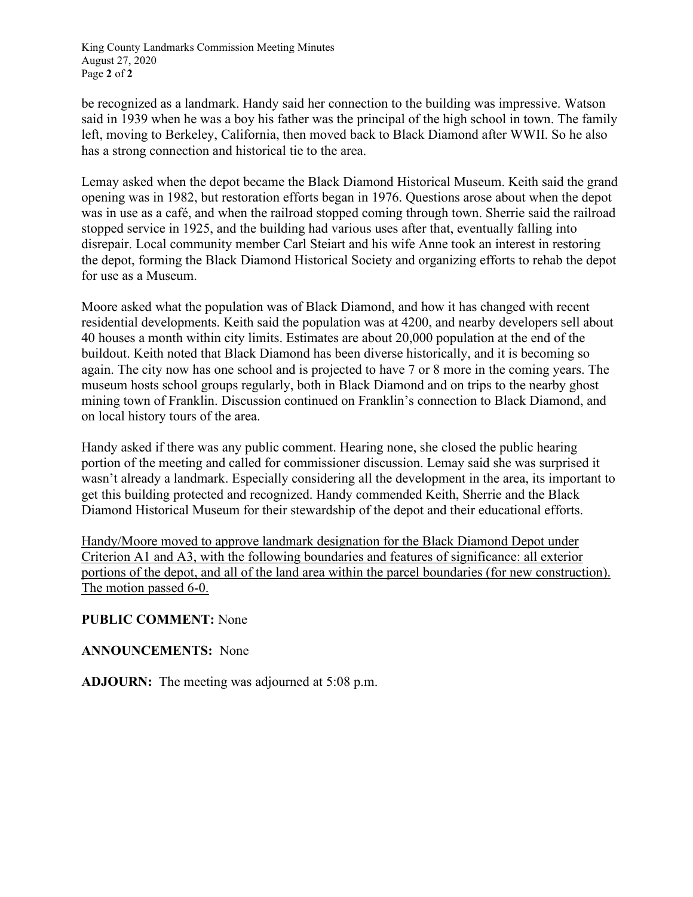be recognized as a landmark. Handy said her connection to the building was impressive. Watson said in 1939 when he was a boy his father was the principal of the high school in town. The family left, moving to Berkeley, California, then moved back to Black Diamond after WWII. So he also has a strong connection and historical tie to the area.

Lemay asked when the depot became the Black Diamond Historical Museum. Keith said the grand opening was in 1982, but restoration efforts began in 1976. Questions arose about when the depot was in use as a café, and when the railroad stopped coming through town. Sherrie said the railroad stopped service in 1925, and the building had various uses after that, eventually falling into disrepair. Local community member Carl Steiart and his wife Anne took an interest in restoring the depot, forming the Black Diamond Historical Society and organizing efforts to rehab the depot for use as a Museum.

Moore asked what the population was of Black Diamond, and how it has changed with recent residential developments. Keith said the population was at 4200, and nearby developers sell about 40 houses a month within city limits. Estimates are about 20,000 population at the end of the buildout. Keith noted that Black Diamond has been diverse historically, and it is becoming so again. The city now has one school and is projected to have 7 or 8 more in the coming years. The museum hosts school groups regularly, both in Black Diamond and on trips to the nearby ghost mining town of Franklin. Discussion continued on Franklin's connection to Black Diamond, and on local history tours of the area.

Handy asked if there was any public comment. Hearing none, she closed the public hearing portion of the meeting and called for commissioner discussion. Lemay said she was surprised it wasn't already a landmark. Especially considering all the development in the area, its important to get this building protected and recognized. Handy commended Keith, Sherrie and the Black Diamond Historical Museum for their stewardship of the depot and their educational efforts.

<u>Handy/Moore moved to approve landmark designation for the Black Diamond Depot under Criterion A1 and A3, with the following boundaries and features of significance: all exterior portions of the depot, and all of the land area within the parcel boundaries (for new construction). The motion passed 6-0.</u>

**PUBLIC COMMENT:** None

**ANNOUNCEMENTS:** None

**ADJOURN:** The meeting was adjourned at 5:08 p.m.